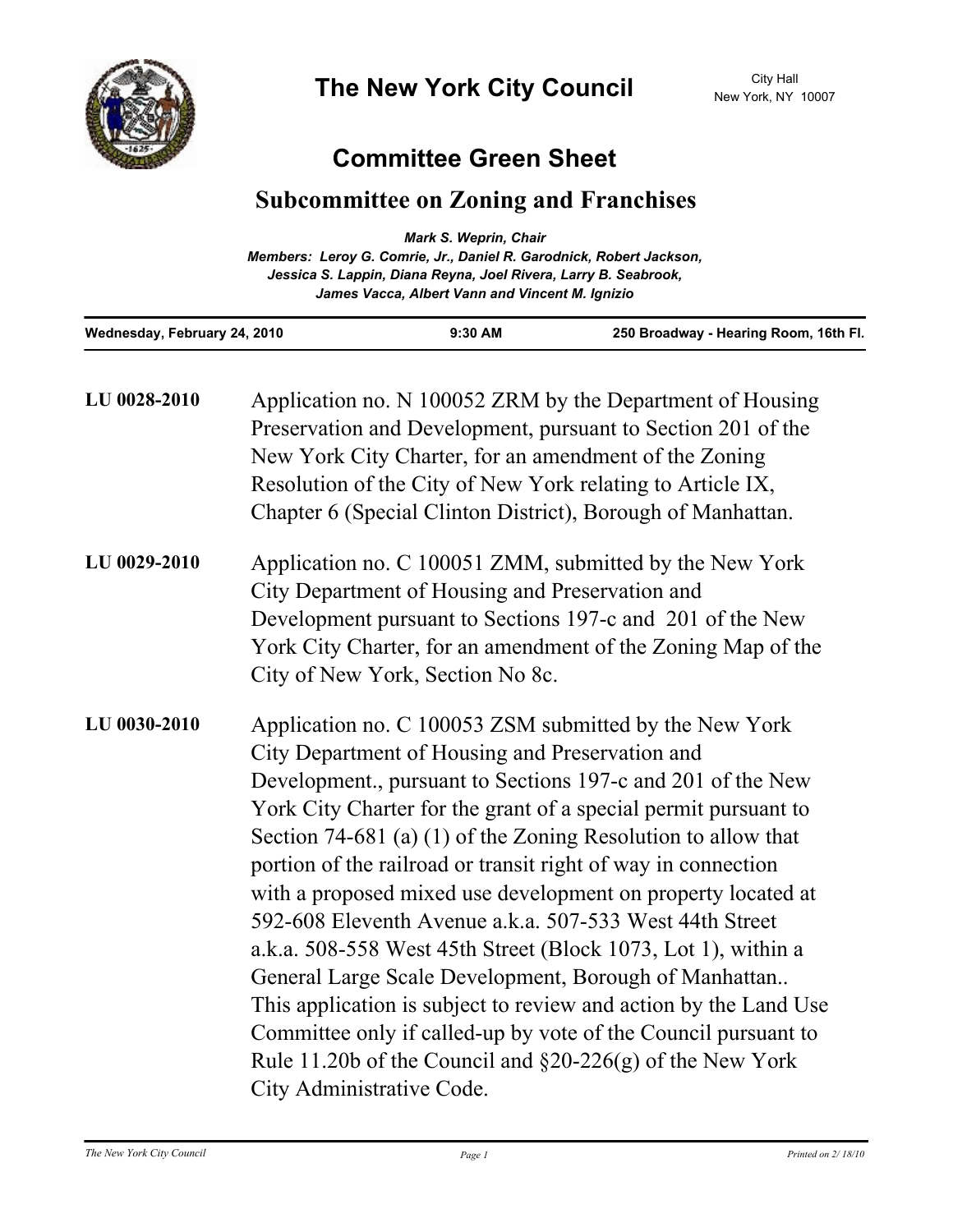# The New York City Council

City Hall
New York, NY 10007

## Committee Green Sheet

### Subcommittee on Zoning and Franchises

*Mark S. Weprin, Chair*
*Members: Leroy G. Comrie, Jr., Daniel R. Garodnick, Robert Jackson, Jessica S. Lappin, Diana Reyna, Joel Rivera, Larry B. Seabrook, James Vacca, Albert Vann and Vincent M. Ignizio*

| Wednesday, February 24, 2010 | 9:30 AM | 250 Broadway - Hearing Room, 16th Fl. |
|---|---|---|

**LU 0028-2010** Application no. N 100052 ZRM by the Department of Housing Preservation and Development, pursuant to Section 201 of the New York City Charter, for an amendment of the Zoning Resolution of the City of New York relating to Article IX, Chapter 6 (Special Clinton District), Borough of Manhattan.

**LU 0029-2010** Application no. C 100051 ZMM, submitted by the New York City Department of Housing and Preservation and Development pursuant to Sections 197-c and 201 of the New York City Charter, for an amendment of the Zoning Map of the City of New York, Section No 8c.

**LU 0030-2010** Application no. C 100053 ZSM submitted by the New York City Department of Housing and Preservation and Development., pursuant to Sections 197-c and 201 of the New York City Charter for the grant of a special permit pursuant to Section 74-681 (a) (1) of the Zoning Resolution to allow that portion of the railroad or transit right of way in connection with a proposed mixed use development on property located at 592-608 Eleventh Avenue a.k.a. 507-533 West 44th Street a.k.a. 508-558 West 45th Street (Block 1073, Lot 1), within a General Large Scale Development, Borough of Manhattan.. This application is subject to review and action by the Land Use Committee only if called-up by vote of the Council pursuant to Rule 11.20b of the Council and §20-226(g) of the New York City Administrative Code.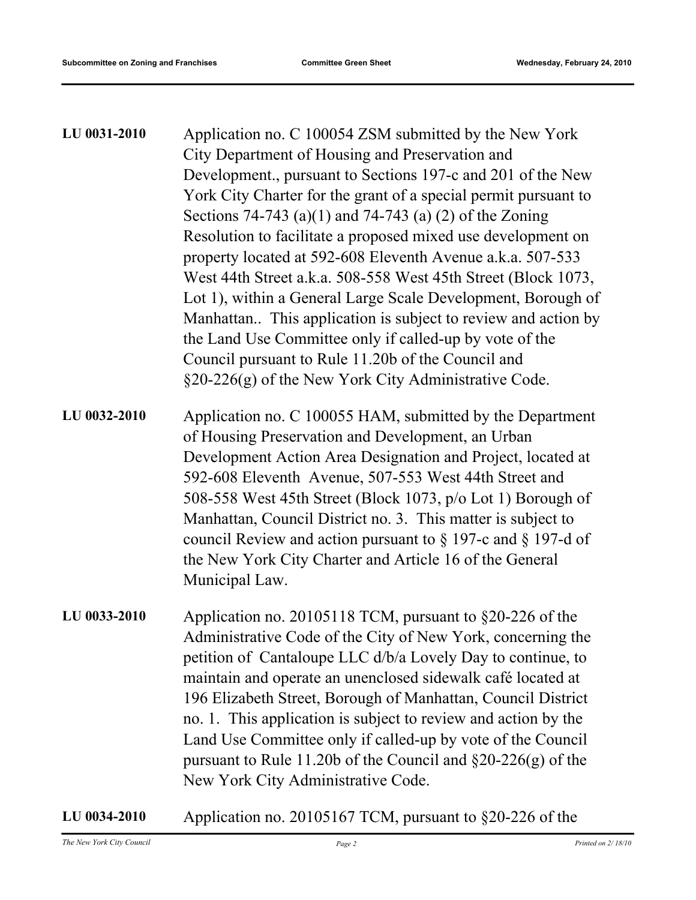**LU 0031-2010**

Application no. C 100054 ZSM submitted by the New York City Department of Housing and Preservation and Development., pursuant to Sections 197-c and 201 of the New York City Charter for the grant of a special permit pursuant to Sections 74-743 (a)(1) and 74-743 (a) (2) of the Zoning Resolution to facilitate a proposed mixed use development on property located at 592-608 Eleventh Avenue a.k.a. 507-533 West 44th Street a.k.a. 508-558 West 45th Street (Block 1073, Lot 1), within a General Large Scale Development, Borough of Manhattan.. This application is subject to review and action by the Land Use Committee only if called-up by vote of the Council pursuant to Rule 11.20b of the Council and §20-226(g) of the New York City Administrative Code.

**LU 0032-2010**

Application no. C 100055 HAM, submitted by the Department of Housing Preservation and Development, an Urban Development Action Area Designation and Project, located at 592-608 Eleventh Avenue, 507-553 West 44th Street and 508-558 West 45th Street (Block 1073, p/o Lot 1) Borough of Manhattan, Council District no. 3. This matter is subject to council Review and action pursuant to § 197-c and § 197-d of the New York City Charter and Article 16 of the General Municipal Law.

**LU 0033-2010**

Application no. 20105118 TCM, pursuant to §20-226 of the Administrative Code of the City of New York, concerning the petition of Cantaloupe LLC d/b/a Lovely Day to continue, to maintain and operate an unenclosed sidewalk café located at 196 Elizabeth Street, Borough of Manhattan, Council District no. 1. This application is subject to review and action by the Land Use Committee only if called-up by vote of the Council pursuant to Rule 11.20b of the Council and §20-226(g) of the New York City Administrative Code.

**LU 0034-2010**

Application no. 20105167 TCM, pursuant to §20-226 of the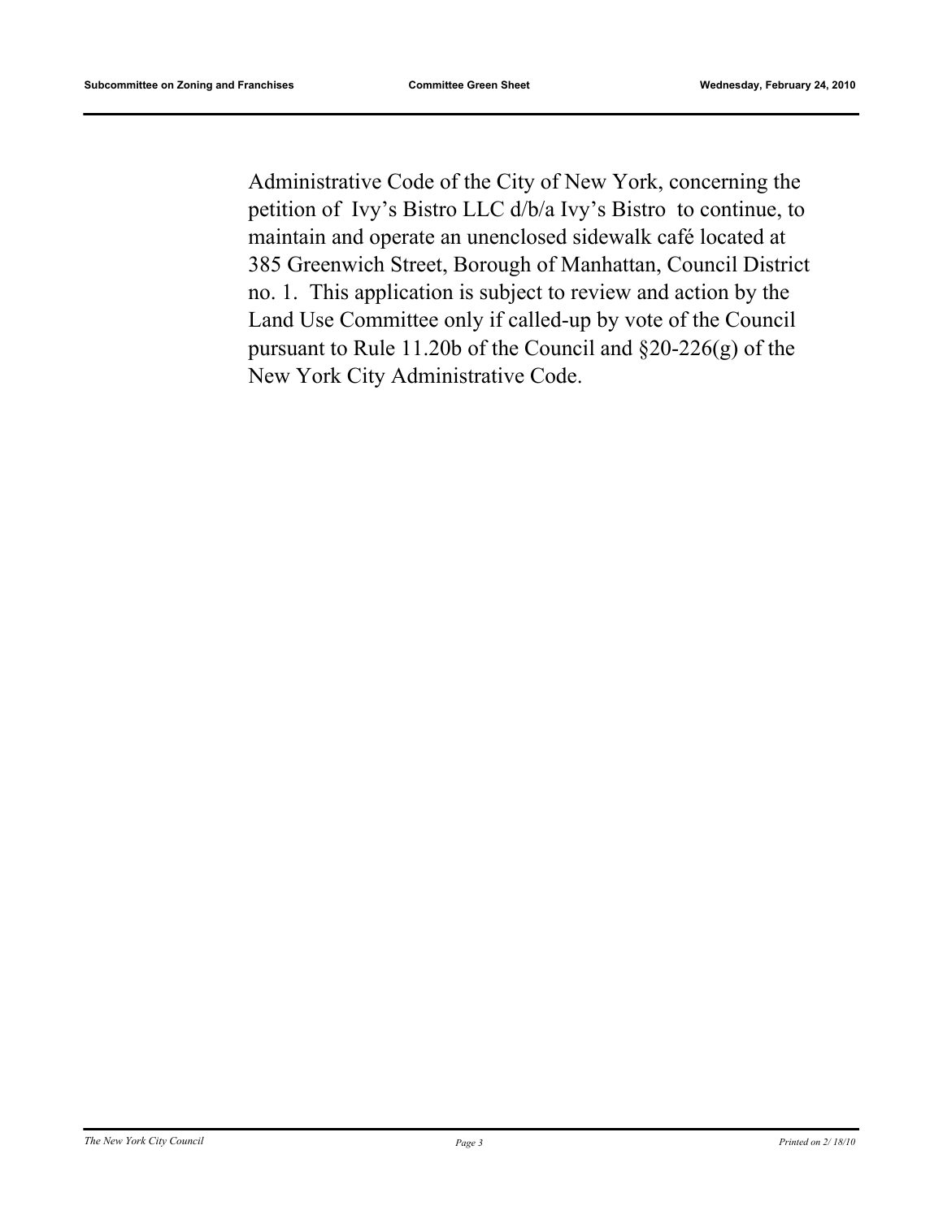Administrative Code of the City of New York, concerning the petition of Ivy's Bistro LLC d/b/a Ivy's Bistro to continue, to maintain and operate an unenclosed sidewalk café located at 385 Greenwich Street, Borough of Manhattan, Council District no. 1. This application is subject to review and action by the Land Use Committee only if called-up by vote of the Council pursuant to Rule 11.20b of the Council and §20-226(g) of the New York City Administrative Code.